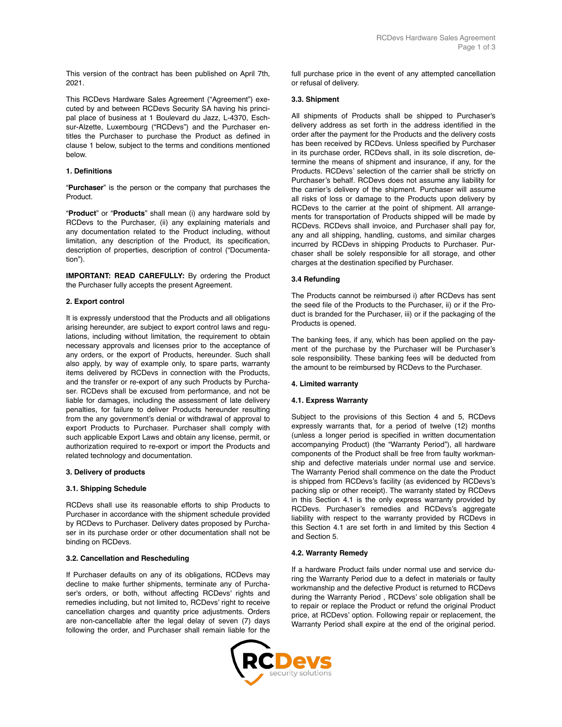This version of the contract has been published on April 7th, 2021.

This RCDevs Hardware Sales Agreement ("Agreement") executed by and between RCDevs Security SA having his principal place of business at 1 Boulevard du Jazz, L-4370, Esch-sur-Alzette, Luxembourg ("RCDevs") and the Purchaser entitles the Purchaser to purchase the Product as defined in clause 1 below, subject to the terms and conditions mentioned below.

## 1. Definitions

"**Purchaser**" is the person or the company that purchases the Product.

"**Product**" or "**Products**" shall mean (i) any hardware sold by RCDevs to the Purchaser, (ii) any explaining materials and any documentation related to the Product including, without limitation, any description of the Product, its specification, description of properties, description of control ("Documentation").

**IMPORTANT: READ CAREFULLY:** By ordering the Product the Purchaser fully accepts the present Agreement.

## 2. Export control

It is expressly understood that the Products and all obligations arising hereunder, are subject to export control laws and regulations, including without limitation, the requirement to obtain necessary approvals and licenses prior to the acceptance of any orders, or the export of Products, hereunder. Such shall also apply, by way of example only, to spare parts, warranty items delivered by RCDevs in connection with the Products, and the transfer or re-export of any such Products by Purchaser. RCDevs shall be excused from performance, and not be liable for damages, including the assessment of late delivery penalties, for failure to deliver Products hereunder resulting from the any government's denial or withdrawal of approval to export Products to Purchaser. Purchaser shall comply with such applicable Export Laws and obtain any license, permit, or authorization required to re-export or import the Products and related technology and documentation.

## 3. Delivery of products

### 3.1. Shipping Schedule

RCDevs shall use its reasonable efforts to ship Products to Purchaser in accordance with the shipment schedule provided by RCDevs to Purchaser. Delivery dates proposed by Purchaser in its purchase order or other documentation shall not be binding on RCDevs.

### 3.2. Cancellation and Rescheduling

If Purchaser defaults on any of its obligations, RCDevs may decline to make further shipments, terminate any of Purchaser's orders, or both, without affecting RCDevs' rights and remedies including, but not limited to, RCDevs' right to receive cancellation charges and quantity price adjustments. Orders are non-cancellable after the legal delay of seven (7) days following the order, and Purchaser shall remain liable for the full purchase price in the event of any attempted cancellation or refusal of delivery.

### 3.3. Shipment

All shipments of Products shall be shipped to Purchaser's delivery address as set forth in the address identified in the order after the payment for the Products and the delivery costs has been received by RCDevs. Unless specified by Purchaser in its purchase order, RCDevs shall, in its sole discretion, determine the means of shipment and insurance, if any, for the Products. RCDevs' selection of the carrier shall be strictly on Purchaser's behalf. RCDevs does not assume any liability for the carrier's delivery of the shipment. Purchaser will assume all risks of loss or damage to the Products upon delivery by RCDevs to the carrier at the point of shipment. All arrangements for transportation of Products shipped will be made by RCDevs. RCDevs shall invoice, and Purchaser shall pay for, any and all shipping, handling, customs, and similar charges incurred by RCDevs in shipping Products to Purchaser. Purchaser shall be solely responsible for all storage, and other charges at the destination specified by Purchaser.

### 3.4 Refunding

The Products cannot be reimbursed i) after RCDevs has sent the seed file of the Products to the Purchaser, ii) or if the Product is branded for the Purchaser, iii) or if the packaging of the Products is opened.

The banking fees, if any, which has been applied on the payment of the purchase by the Purchaser will be Purchaser's sole responsibility. These banking fees will be deducted from the amount to be reimbursed by RCDevs to the Purchaser.

## 4. Limited warranty

### 4.1. Express Warranty

Subject to the provisions of this Section 4 and 5, RCDevs expressly warrants that, for a period of twelve (12) months (unless a longer period is specified in written documentation accompanying Product) (the "Warranty Period"), all hardware components of the Product shall be free from faulty workmanship and defective materials under normal use and service. The Warranty Period shall commence on the date the Product is shipped from RCDevs's facility (as evidenced by RCDevs's packing slip or other receipt). The warranty stated by RCDevs in this Section 4.1 is the only express warranty provided by RCDevs. Purchaser's remedies and RCDevs's aggregate liability with respect to the warranty provided by RCDevs in this Section 4.1 are set forth in and limited by this Section 4 and Section 5.

### 4.2. Warranty Remedy

If a hardware Product fails under normal use and service during the Warranty Period due to a defect in materials or faulty workmanship and the defective Product is returned to RCDevs during the Warranty Period , RCDevs' sole obligation shall be to repair or replace the Product or refund the original Product price, at RCDevs' option. Following repair or replacement, the Warranty Period shall expire at the end of the original period.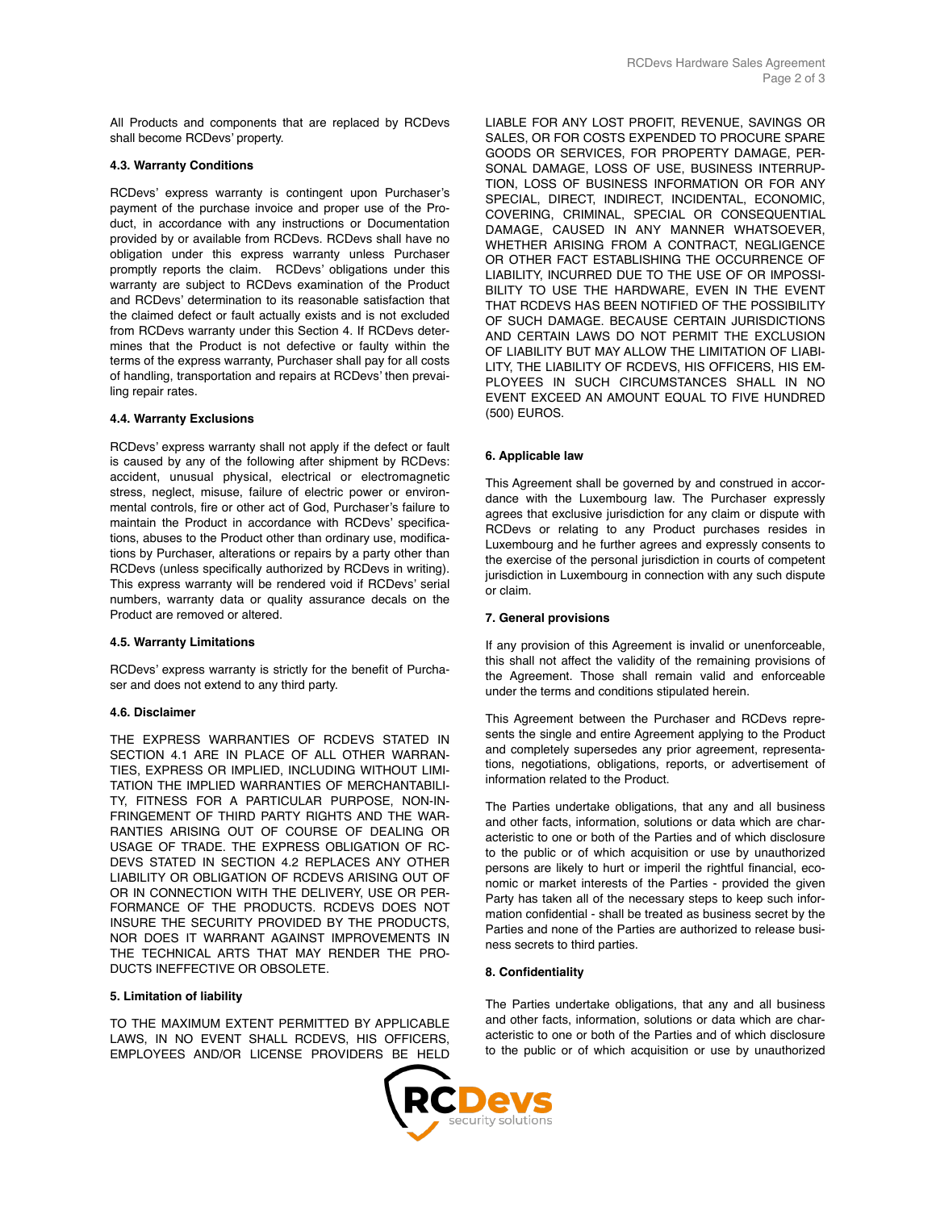All Products and components that are replaced by RCDevs shall become RCDevs' property.

**4.3. Warranty Conditions**

RCDevs' express warranty is contingent upon Purchaser's payment of the purchase invoice and proper use of the Product, in accordance with any instructions or Documentation provided by or available from RCDevs. RCDevs shall have no obligation under this express warranty unless Purchaser promptly reports the claim. RCDevs' obligations under this warranty are subject to RCDevs examination of the Product and RCDevs' determination to its reasonable satisfaction that the claimed defect or fault actually exists and is not excluded from RCDevs warranty under this Section 4. If RCDevs determines that the Product is not defective or faulty within the terms of the express warranty, Purchaser shall pay for all costs of handling, transportation and repairs at RCDevs' then prevailing repair rates.

**4.4. Warranty Exclusions**

RCDevs' express warranty shall not apply if the defect or fault is caused by any of the following after shipment by RCDevs: accident, unusual physical, electrical or electromagnetic stress, neglect, misuse, failure of electric power or environmental controls, fire or other act of God, Purchaser's failure to maintain the Product in accordance with RCDevs' specifications, abuses to the Product other than ordinary use, modifications by Purchaser, alterations or repairs by a party other than RCDevs (unless specifically authorized by RCDevs in writing). This express warranty will be rendered void if RCDevs' serial numbers, warranty data or quality assurance decals on the Product are removed or altered.

**4.5. Warranty Limitations**

RCDevs' express warranty is strictly for the benefit of Purchaser and does not extend to any third party.

**4.6. Disclaimer**

THE EXPRESS WARRANTIES OF RCDEVS STATED IN SECTION 4.1 ARE IN PLACE OF ALL OTHER WARRANTIES, EXPRESS OR IMPLIED, INCLUDING WITHOUT LIMITATION THE IMPLIED WARRANTIES OF MERCHANTABILITY, FITNESS FOR A PARTICULAR PURPOSE, NON-INFRINGEMENT OF THIRD PARTY RIGHTS AND THE WARRANTIES ARISING OUT OF COURSE OF DEALING OR USAGE OF TRADE. THE EXPRESS OBLIGATION OF RCDEVS STATED IN SECTION 4.2 REPLACES ANY OTHER LIABILITY OR OBLIGATION OF RCDEVS ARISING OUT OF OR IN CONNECTION WITH THE DELIVERY, USE OR PERFORMANCE OF THE PRODUCTS. RCDEVS DOES NOT INSURE THE SECURITY PROVIDED BY THE PRODUCTS, NOR DOES IT WARRANT AGAINST IMPROVEMENTS IN THE TECHNICAL ARTS THAT MAY RENDER THE PRODUCTS INEFFECTIVE OR OBSOLETE.

**5. Limitation of liability**

TO THE MAXIMUM EXTENT PERMITTED BY APPLICABLE LAWS, IN NO EVENT SHALL RCDEVS, HIS OFFICERS, EMPLOYEES AND/OR LICENSE PROVIDERS BE HELD LIABLE FOR ANY LOST PROFIT, REVENUE, SAVINGS OR SALES, OR FOR COSTS EXPENDED TO PROCURE SPARE GOODS OR SERVICES, FOR PROPERTY DAMAGE, PERSONAL DAMAGE, LOSS OF USE, BUSINESS INTERRUPTION, LOSS OF BUSINESS INFORMATION OR FOR ANY SPECIAL, DIRECT, INDIRECT, INCIDENTAL, ECONOMIC, COVERING, CRIMINAL, SPECIAL OR CONSEQUENTIAL DAMAGE, CAUSED IN ANY MANNER WHATSOEVER, WHETHER ARISING FROM A CONTRACT, NEGLIGENCE OR OTHER FACT ESTABLISHING THE OCCURRENCE OF LIABILITY, INCURRED DUE TO THE USE OF OR IMPOSSIBILITY TO USE THE HARDWARE, EVEN IN THE EVENT THAT RCDEVS HAS BEEN NOTIFIED OF THE POSSIBILITY OF SUCH DAMAGE. BECAUSE CERTAIN JURISDICTIONS AND CERTAIN LAWS DO NOT PERMIT THE EXCLUSION OF LIABILITY BUT MAY ALLOW THE LIMITATION OF LIABILITY, THE LIABILITY OF RCDEVS, HIS OFFICERS, HIS EMPLOYEES IN SUCH CIRCUMSTANCES SHALL IN NO EVENT EXCEED AN AMOUNT EQUAL TO FIVE HUNDRED (500) EUROS.

**6. Applicable law**

This Agreement shall be governed by and construed in accordance with the Luxembourg law. The Purchaser expressly agrees that exclusive jurisdiction for any claim or dispute with RCDevs or relating to any Product purchases resides in Luxembourg and he further agrees and expressly consents to the exercise of the personal jurisdiction in courts of competent jurisdiction in Luxembourg in connection with any such dispute or claim.

**7. General provisions**

If any provision of this Agreement is invalid or unenforceable, this shall not affect the validity of the remaining provisions of the Agreement. Those shall remain valid and enforceable under the terms and conditions stipulated herein.

This Agreement between the Purchaser and RCDevs represents the single and entire Agreement applying to the Product and completely supersedes any prior agreement, representations, negotiations, obligations, reports, or advertisement of information related to the Product.

The Parties undertake obligations, that any and all business and other facts, information, solutions or data which are characteristic to one or both of the Parties and of which disclosure to the public or of which acquisition or use by unauthorized persons are likely to hurt or imperil the rightful financial, economic or market interests of the Parties - provided the given Party has taken all of the necessary steps to keep such information confidential - shall be treated as business secret by the Parties and none of the Parties are authorized to release business secrets to third parties.

**8. Confidentiality**

The Parties undertake obligations, that any and all business and other facts, information, solutions or data which are characteristic to one or both of the Parties and of which disclosure to the public or of which acquisition or use by unauthorized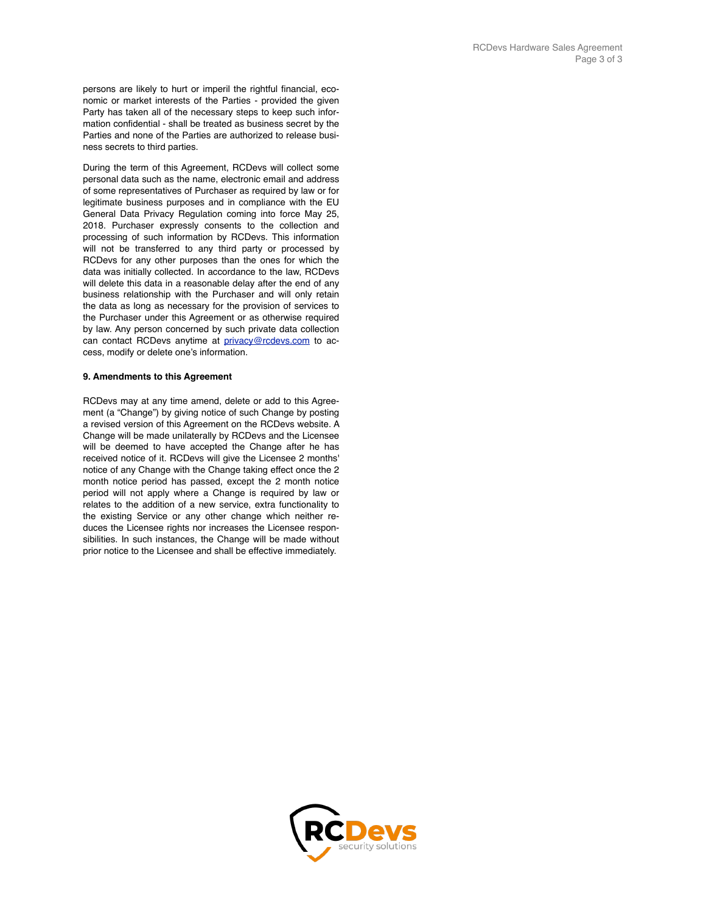persons are likely to hurt or imperil the rightful financial, economic or market interests of the Parties - provided the given Party has taken all of the necessary steps to keep such information confidential - shall be treated as business secret by the Parties and none of the Parties are authorized to release business secrets to third parties.

During the term of this Agreement, RCDevs will collect some personal data such as the name, electronic email and address of some representatives of Purchaser as required by law or for legitimate business purposes and in compliance with the EU General Data Privacy Regulation coming into force May 25, 2018. Purchaser expressly consents to the collection and processing of such information by RCDevs. This information will not be transferred to any third party or processed by RCDevs for any other purposes than the ones for which the data was initially collected. In accordance to the law, RCDevs will delete this data in a reasonable delay after the end of any business relationship with the Purchaser and will only retain the data as long as necessary for the provision of services to the Purchaser under this Agreement or as otherwise required by law. Any person concerned by such private data collection can contact RCDevs anytime at [privacy@rcdevs.com](mailto:privacy@rcdevs.com) to access, modify or delete one's information.

**9. Amendments to this Agreement**

RCDevs may at any time amend, delete or add to this Agreement (a "Change") by giving notice of such Change by posting a revised version of this Agreement on the RCDevs website. A Change will be made unilaterally by RCDevs and the Licensee will be deemed to have accepted the Change after he has received notice of it. RCDevs will give the Licensee 2 months' notice of any Change with the Change taking effect once the 2 month notice period has passed, except the 2 month notice period will not apply where a Change is required by law or relates to the addition of a new service, extra functionality to the existing Service or any other change which neither reduces the Licensee rights nor increases the Licensee responsibilities. In such instances, the Change will be made without prior notice to the Licensee and shall be effective immediately.